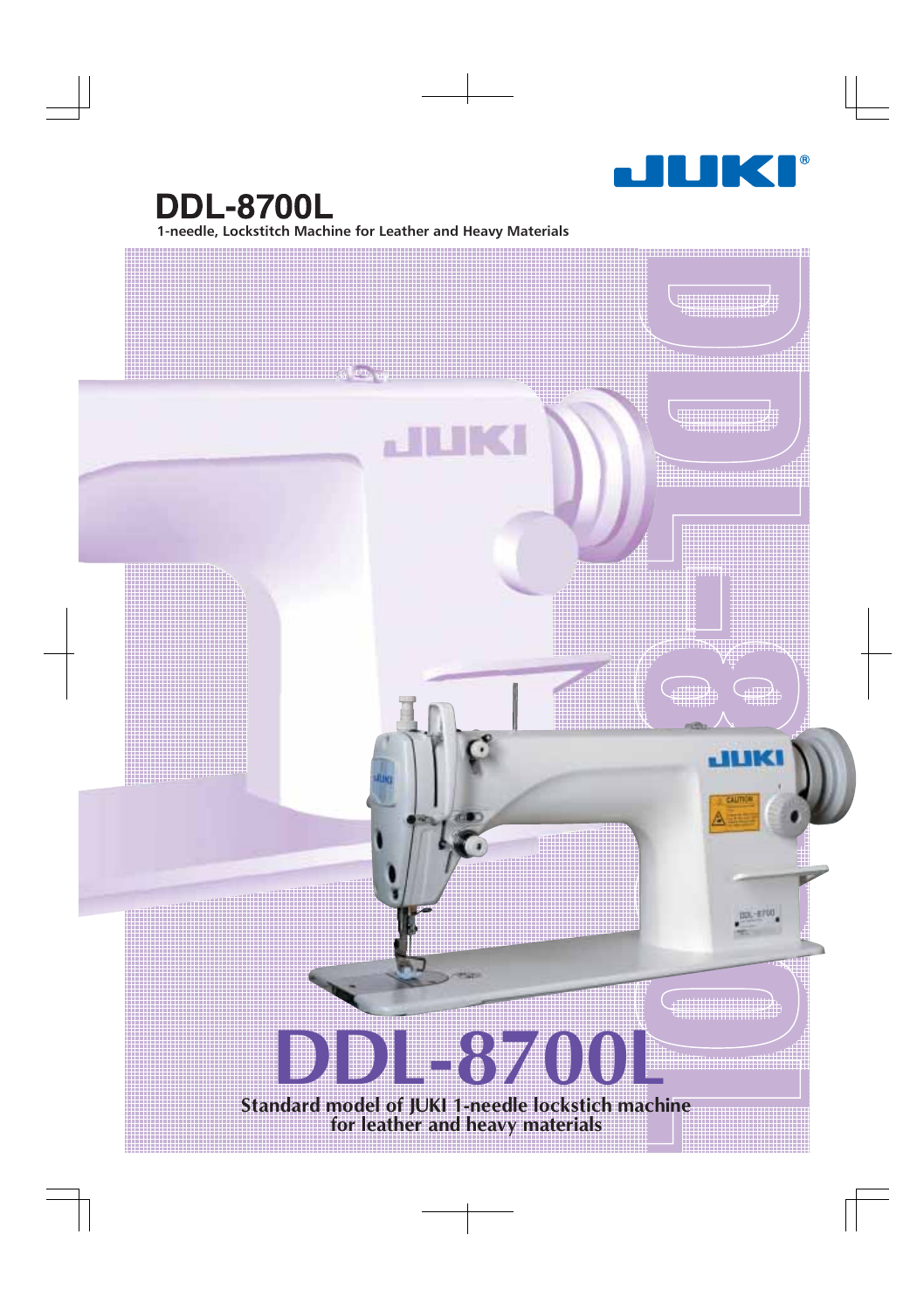# DDL-8700L

**1-needle, Lockstitch Machine for Leather and Heavy Materials**

## DDL-8700L

**Standard model of JUKI 1-needle lockstich machine for leather and heavy materials**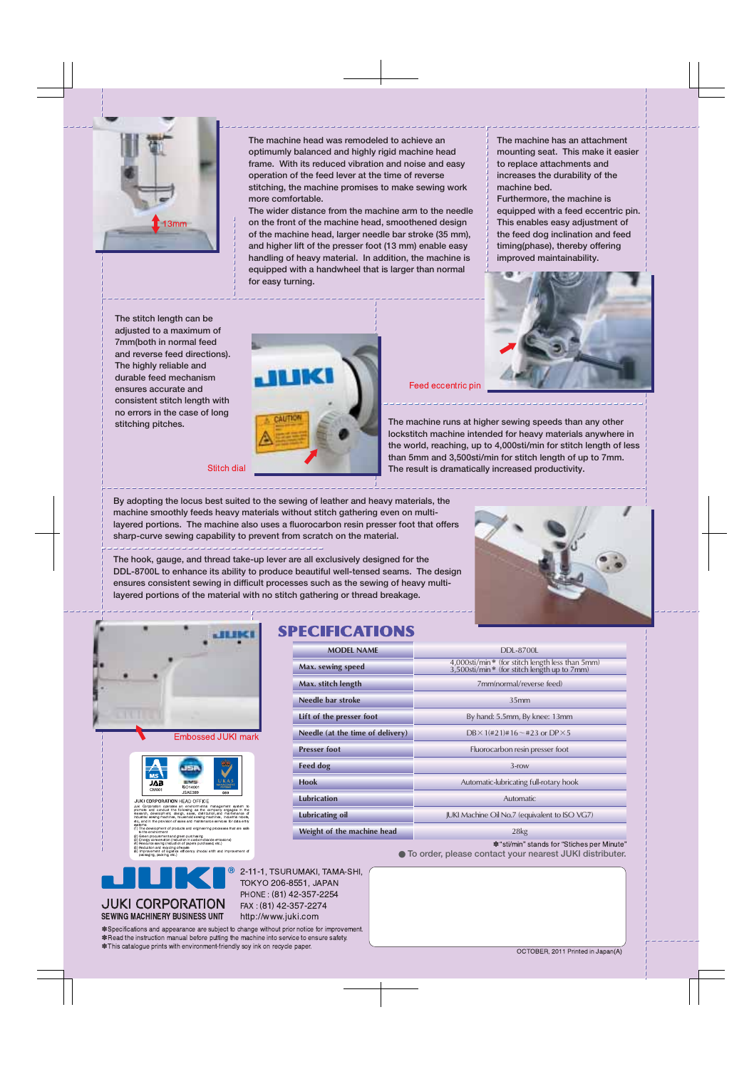The machine head was remodeled to achieve an optimumly balanced and highly rigid machine head frame. With its reduced vibration and noise and easy operation of the feed lever at the time of reverse stitching, the machine promises to make sewing work more comfortable.
The wider distance from the machine arm to the needle on the front of the machine head, smoothened design of the machine head, larger needle bar stroke (35 mm), and higher lift of the presser foot (13 mm) enable easy handling of heavy material. In addition, the machine is equipped with a handwheel that is larger than normal for easy turning.

13mm

The machine has an attachment mounting seat. This make it easier to replace attachments and increases the durability of the machine bed.
Furthermore, the machine is equipped with a feed eccentric pin. This enables easy adjustment of the feed dog inclination and feed timing(phase), thereby offering improved maintainability.

Feed eccentric pin

The stitch length can be adjusted to a maximum of 7mm(both in normal feed and reverse feed directions). The highly reliable and durable feed mechanism ensures accurate and consistent stitch length with no errors in the case of long stitching pitches.

Stitch dial

The machine runs at higher sewing speeds than any other lockstitch machine intended for heavy materials anywhere in the world, reaching, up to 4,000sti/min for stitch length of less than 5mm and 3,500sti/min for stitch length of up to 7mm. The result is dramatically increased productivity.

By adopting the locus best suited to the sewing of leather and heavy materials, the machine smoothly feeds heavy materials without stitch gathering even on multi-layered portions. The machine also uses a fluorocarbon resin presser foot that offers sharp-curve sewing capability to prevent from scratch on the material.

The hook, gauge, and thread take-up lever are all exclusively designed for the DDL-8700L to enhance its ability to produce beautiful well-tensed seams. The design ensures consistent sewing in difficult processes such as the sewing of heavy multi-layered portions of the material with no stitch gathering or thread breakage.

Embossed JUKI mark

## SPECIFICATIONS

| MODEL NAME | DDL-8700L |
|---|---|
| Max. sewing speed | 4,000sti/min* (for stitch length less than 5mm)<br>3,500sti/min* (for stitch length up to 7mm) |
| Max. stitch length | 7mm(normal/reverse feed) |
| Needle bar stroke | 35mm |
| Lift of the presser foot | By hand: 5.5mm, By knee: 13mm |
| Needle (at the time of delivery) | DB×1(#21)#16~#23 or DP×5 |
| Presser foot | Fluorocarbon resin presser foot |
| Feed dog | 3-row |
| Hook | Automatic-lubricating full-rotary hook |
| Lubrication | Automatic |
| Lubricating oil | JUKI Machine Oil No.7 (equivalent to ISO VG7) |
| Weight of the machine head | 28kg |

*"sti/min" stands for "Stiches per Minute"

● To order, please contact your nearest JUKI distributer.

JUKI CORPORATION HEAD OFFICE

JUKI CORPORATION
SEWING MACHINERY BUSINESS UNIT

2-11-1, TSURUMAKI, TAMA-SHI,
TOKYO 206-8551, JAPAN
PHONE : (81) 42-357-2254
FAX : (81) 42-357-2274
http://www.juki.com

*Specifications and appearance are subject to change without prior notice for improvement.
*Read the instruction manual before putting the machine into service to ensure safety.
*This catalogue prints with environment-friendly soy ink on recycle paper.

OCTOBER, 2011 Printed in Japan(A)